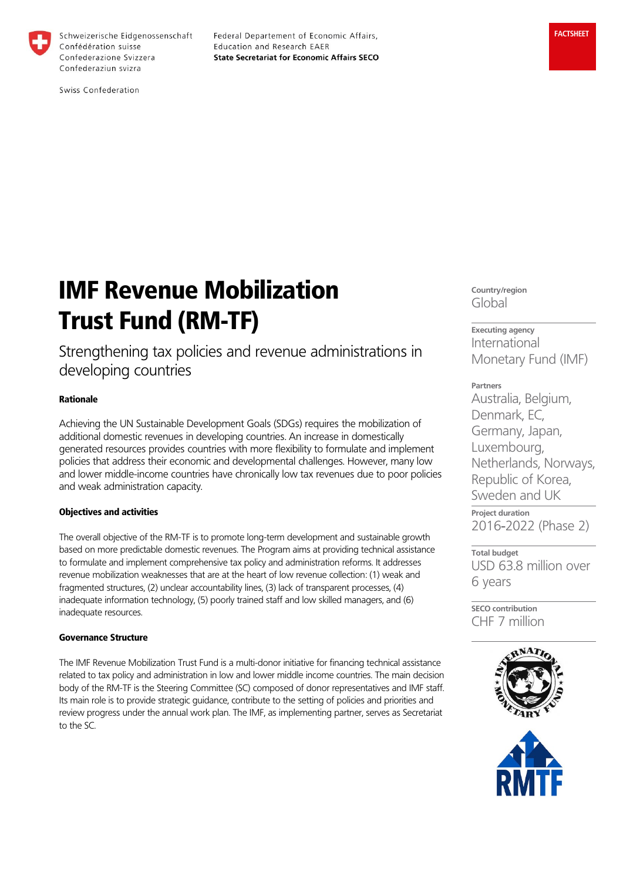Schweizerische Eidgenossenschaft
Confédération suisse
Confederazione Svizzera
Confederaziun svizra

Swiss Confederation

Federal Department of Economic Affairs, Education and Research EAER
**State Secretariat for Economic Affairs SECO**

**FACTSHEET**

# IMF Revenue Mobilization Trust Fund (RM-TF)

## Strengthening tax policies and revenue administrations in developing countries

**Country/region**
Global

**Executing agency**
International Monetary Fund (IMF)

**Partners**
Australia, Belgium, Denmark, EC, Germany, Japan, Luxembourg, Netherlands, Norways, Republic of Korea, Sweden and UK

**Project duration**
2016-2022 (Phase 2)

**Total budget**
USD 63.8 million over 6 years

**SECO contribution**
CHF 7 million

### Rationale

Achieving the UN Sustainable Development Goals (SDGs) requires the mobilization of additional domestic revenues in developing countries. An increase in domestically generated resources provides countries with more flexibility to formulate and implement policies that address their economic and developmental challenges. However, many low and lower middle-income countries have chronically low tax revenues due to poor policies and weak administration capacity.

### Objectives and activities

The overall objective of the RM-TF is to promote long-term development and sustainable growth based on more predictable domestic revenues. The Program aims at providing technical assistance to formulate and implement comprehensive tax policy and administration reforms. It addresses revenue mobilization weaknesses that are at the heart of low revenue collection: (1) weak and fragmented structures, (2) unclear accountability lines, (3) lack of transparent processes, (4) inadequate information technology, (5) poorly trained staff and low skilled managers, and (6) inadequate resources.

### Governance Structure

The IMF Revenue Mobilization Trust Fund is a multi-donor initiative for financing technical assistance related to tax policy and administration in low and lower middle income countries. The main decision body of the RM-TF is the Steering Committee (SC) composed of donor representatives and IMF staff. Its main role is to provide strategic guidance, contribute to the setting of policies and priorities and review progress under the annual work plan. The IMF, as implementing partner, serves as Secretariat to the SC.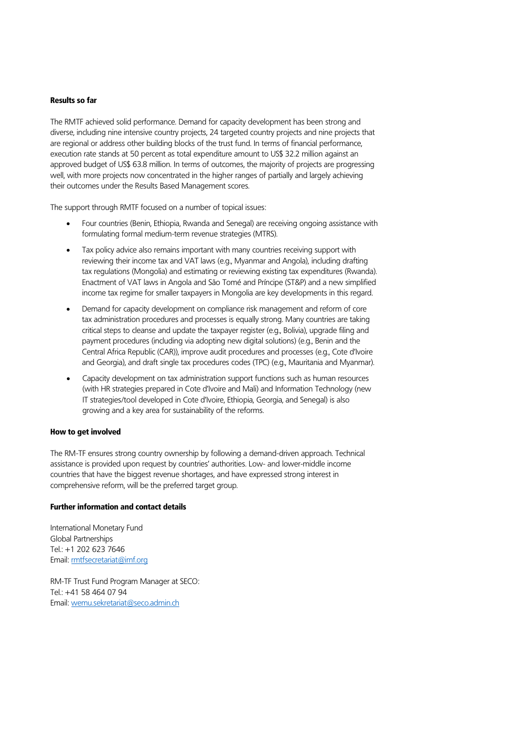**Results so far**

The RMTF achieved solid performance. Demand for capacity development has been strong and diverse, including nine intensive country projects, 24 targeted country projects and nine projects that are regional or address other building blocks of the trust fund. In terms of financial performance, execution rate stands at 50 percent as total expenditure amount to US$ 32.2 million against an approved budget of US$ 63.8 million. In terms of outcomes, the majority of projects are progressing well, with more projects now concentrated in the higher ranges of partially and largely achieving their outcomes under the Results Based Management scores.

The support through RMTF focused on a number of topical issues:

- Four countries (Benin, Ethiopia, Rwanda and Senegal) are receiving ongoing assistance with formulating formal medium-term revenue strategies (MTRS).
- Tax policy advice also remains important with many countries receiving support with reviewing their income tax and VAT laws (e.g., Myanmar and Angola), including drafting tax regulations (Mongolia) and estimating or reviewing existing tax expenditures (Rwanda). Enactment of VAT laws in Angola and São Tomé and Príncipe (ST&P) and a new simplified income tax regime for smaller taxpayers in Mongolia are key developments in this regard.
- Demand for capacity development on compliance risk management and reform of core tax administration procedures and processes is equally strong. Many countries are taking critical steps to cleanse and update the taxpayer register (e.g., Bolivia), upgrade filing and payment procedures (including via adopting new digital solutions) (e.g., Benin and the Central Africa Republic (CAR)), improve audit procedures and processes (e.g., Cote d'Ivoire and Georgia), and draft single tax procedures codes (TPC) (e.g., Mauritania and Myanmar).
- Capacity development on tax administration support functions such as human resources (with HR strategies prepared in Cote d'Ivoire and Mali) and Information Technology (new IT strategies/tool developed in Cote d'Ivoire, Ethiopia, Georgia, and Senegal) is also growing and a key area for sustainability of the reforms.

**How to get involved**

The RM-TF ensures strong country ownership by following a demand-driven approach. Technical assistance is provided upon request by countries' authorities. Low- and lower-middle income countries that have the biggest revenue shortages, and have expressed strong interest in comprehensive reform, will be the preferred target group.

**Further information and contact details**

International Monetary Fund
Global Partnerships
Tel.: +1 202 623 7646
Email: rmtfsecretariat@imf.org

RM-TF Trust Fund Program Manager at SECO:
Tel.: +41 58 464 07 94
Email: wemu.sekretariat@seco.admin.ch